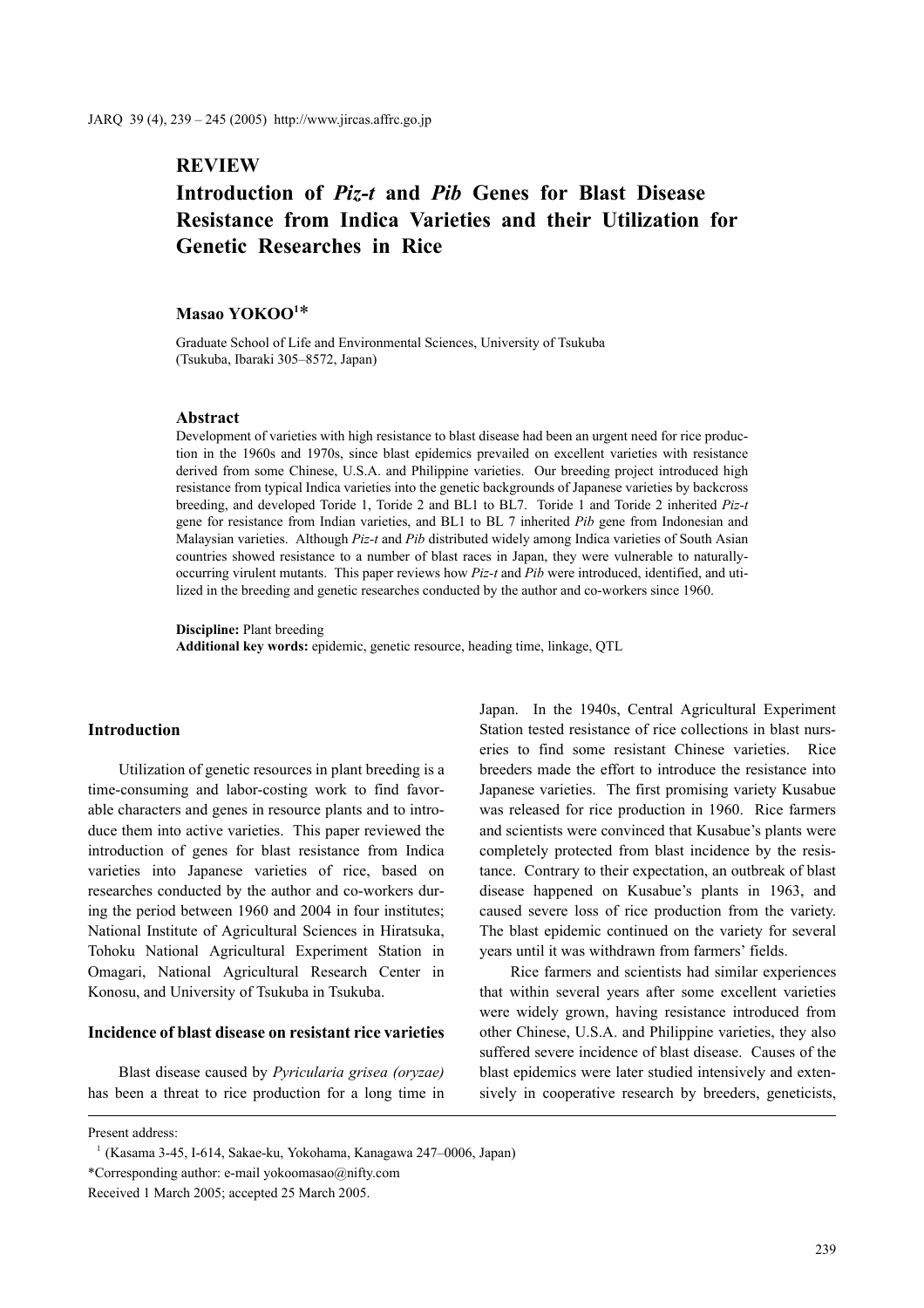**REVIEW**

# Introduction of *Piz-t* and *Pib* Genes for Blast Disease Resistance from Indica Varieties and their Utilization for Genetic Researches in Rice

**Masao YOKOO[1]***

Graduate School of Life and Environmental Sciences, University of Tsukuba (Tsukuba, Ibaraki 305–8572, Japan)

## Abstract

Development of varieties with high resistance to blast disease had been an urgent need for rice production in the 1960s and 1970s, since blast epidemics prevailed on excellent varieties with resistance derived from some Chinese, U.S.A. and Philippine varieties. Our breeding project introduced high resistance from typical Indica varieties into the genetic backgrounds of Japanese varieties by backcross breeding, and developed Toride 1, Toride 2 and BL1 to BL7. Toride 1 and Toride 2 inherited *Piz-t* gene for resistance from Indian varieties, and BL1 to BL 7 inherited *Pib* gene from Indonesian and Malaysian varieties. Although *Piz-t* and *Pib* distributed widely among Indica varieties of South Asian countries showed resistance to a number of blast races in Japan, they were vulnerable to naturally-occurring virulent mutants. This paper reviews how *Piz-t* and *Pib* were introduced, identified, and utilized in the breeding and genetic researches conducted by the author and co-workers since 1960.

**Discipline:** Plant breeding
**Additional key words:** epidemic, genetic resource, heading time, linkage, QTL

## Introduction

Utilization of genetic resources in plant breeding is a time-consuming and labor-costing work to find favorable characters and genes in resource plants and to introduce them into active varieties. This paper reviewed the introduction of genes for blast resistance from Indica varieties into Japanese varieties of rice, based on researches conducted by the author and co-workers during the period between 1960 and 2004 in four institutes; National Institute of Agricultural Sciences in Hiratsuka, Tohoku National Agricultural Experiment Station in Omagari, National Agricultural Research Center in Konosu, and University of Tsukuba in Tsukuba.

## Incidence of blast disease on resistant rice varieties

Blast disease caused by *Pyricularia grisea (oryzae)* has been a threat to rice production for a long time in Japan. In the 1940s, Central Agricultural Experiment Station tested resistance of rice collections in blast nurseries to find some resistant Chinese varieties. Rice breeders made the effort to introduce the resistance into Japanese varieties. The first promising variety Kusabue was released for rice production in 1960. Rice farmers and scientists were convinced that Kusabue's plants were completely protected from blast incidence by the resistance. Contrary to their expectation, an outbreak of blast disease happened on Kusabue's plants in 1963, and caused severe loss of rice production from the variety. The blast epidemic continued on the variety for several years until it was withdrawn from farmers' fields.

Rice farmers and scientists had similar experiences that within several years after some excellent varieties were widely grown, having resistance introduced from other Chinese, U.S.A. and Philippine varieties, they also suffered severe incidence of blast disease. Causes of the blast epidemics were later studied intensively and extensively in cooperative research by breeders, geneticists,

Present address:
[1] (Kasama 3-45, I-614, Sakae-ku, Yokohama, Kanagawa 247–0006, Japan)
*Corresponding author: e-mail yokoomasao@nifty.com
Received 1 March 2005; accepted 25 March 2005.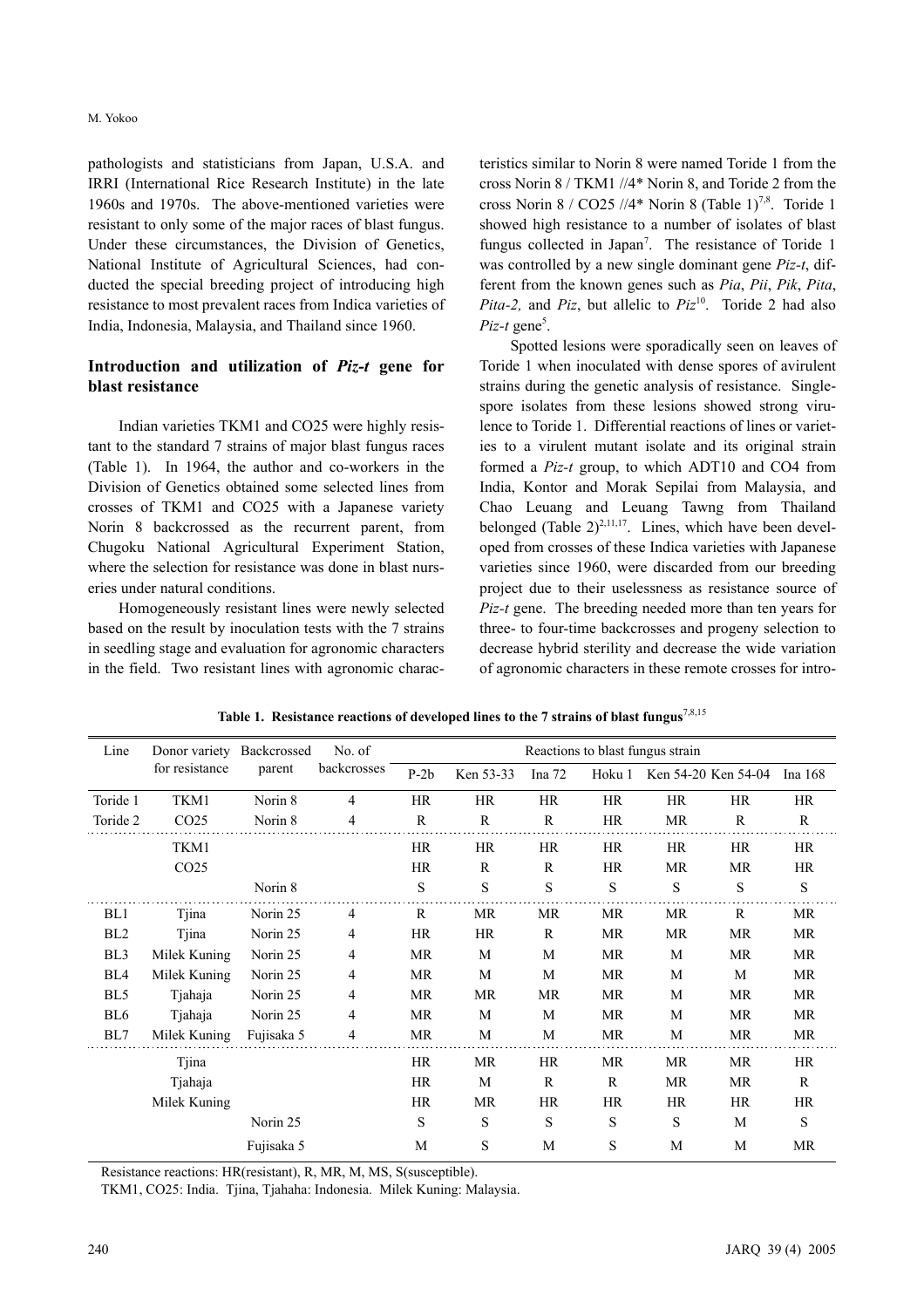pathologists and statisticians from Japan, U.S.A. and IRRI (International Rice Research Institute) in the late 1960s and 1970s. The above-mentioned varieties were resistant to only some of the major races of blast fungus. Under these circumstances, the Division of Genetics, National Institute of Agricultural Sciences, had conducted the special breeding project of introducing high resistance to most prevalent races from Indica varieties of India, Indonesia, Malaysia, and Thailand since 1960.

## Introduction and utilization of *Piz-t* gene for blast resistance

Indian varieties TKM1 and CO25 were highly resistant to the standard 7 strains of major blast fungus races (Table 1). In 1964, the author and co-workers in the Division of Genetics obtained some selected lines from crosses of TKM1 and CO25 with a Japanese variety Norin 8 backcrossed as the recurrent parent, from Chugoku National Agricultural Experiment Station, where the selection for resistance was done in blast nurseries under natural conditions.

Homogeneously resistant lines were newly selected based on the result by inoculation tests with the 7 strains in seedling stage and evaluation for agronomic characters in the field. Two resistant lines with agronomic characteristics similar to Norin 8 were named Toride 1 from the cross Norin 8 / TKM1 //4* Norin 8, and Toride 2 from the cross Norin 8 / CO25 //4* Norin 8 (Table 1)[7,8]. Toride 1 showed high resistance to a number of isolates of blast fungus collected in Japan[7]. The resistance of Toride 1 was controlled by a new single dominant gene *Piz-t*, different from the known genes such as *Pia*, *Pii*, *Pik*, *Pita*, *Pita-2,* and *Piz*, but allelic to *Piz*[10]. Toride 2 had also *Piz-t* gene[5].

Spotted lesions were sporadically seen on leaves of Toride 1 when inoculated with dense spores of avirulent strains during the genetic analysis of resistance. Single-spore isolates from these lesions showed strong virulence to Toride 1. Differential reactions of lines or varieties to a virulent mutant isolate and its original strain formed a *Piz-t* group, to which ADT10 and CO4 from India, Kontor and Morak Sepilai from Malaysia, and Chao Leuang and Leuang Tawng from Thailand belonged (Table 2)[2,11,17]. Lines, which have been developed from crosses of these Indica varieties with Japanese varieties since 1960, were discarded from our breeding project due to their uselessness as resistance source of *Piz-t* gene. The breeding needed more than ten years for three- to four-time backcrosses and progeny selection to decrease hybrid sterility and decrease the wide variation of agronomic characters in these remote crosses for intro-

**Table 1. Resistance reactions of developed lines to the 7 strains of blast fungus**[7,8,15]

| Line | Donor variety for resistance | Backcrossed parent | No. of backcrosses | Reactions to blast fungus strain | | | | | | |
|---|---|---|---|---|---|---|---|---|---|---|
| | | | | P-2b | Ken 53-33 | Ina 72 | Hoku 1 | Ken 54-20 | Ken 54-04 | Ina 168 |
| Toride 1 | TKM1 | Norin 8 | 4 | HR | HR | HR | HR | HR | HR | HR |
| Toride 2 | CO25 | Norin 8 | 4 | R | R | R | HR | MR | R | R |
| | TKM1 | | | HR | HR | HR | HR | HR | HR | HR |
| | CO25 | | | HR | R | R | HR | MR | MR | HR |
| | | Norin 8 | | S | S | S | S | S | S | S |
| BL1 | Tjina | Norin 25 | 4 | R | MR | MR | MR | MR | R | MR |
| BL2 | Tjina | Norin 25 | 4 | HR | HR | R | MR | MR | MR | MR |
| BL3 | Milek Kuning | Norin 25 | 4 | MR | M | M | MR | M | MR | MR |
| BL4 | Milek Kuning | Norin 25 | 4 | MR | M | M | MR | M | M | MR |
| BL5 | Tjahaja | Norin 25 | 4 | MR | MR | MR | MR | M | MR | MR |
| BL6 | Tjahaja | Norin 25 | 4 | MR | M | M | MR | M | MR | MR |
| BL7 | Milek Kuning | Fujisaka 5 | 4 | MR | M | M | MR | M | MR | MR |
| | Tjina | | | HR | MR | HR | MR | MR | MR | HR |
| | Tjahaja | | | HR | M | R | R | MR | MR | R |
| | Milek Kuning | | | HR | MR | HR | HR | HR | HR | HR |
| | | Norin 25 | | S | S | S | S | S | M | S |
| | | Fujisaka 5 | | M | S | M | S | M | M | MR |

Resistance reactions: HR(resistant), R, MR, M, MS, S(susceptible).
TKM1, CO25: India. Tjina, Tjahaha: Indonesia. Milek Kuning: Malaysia.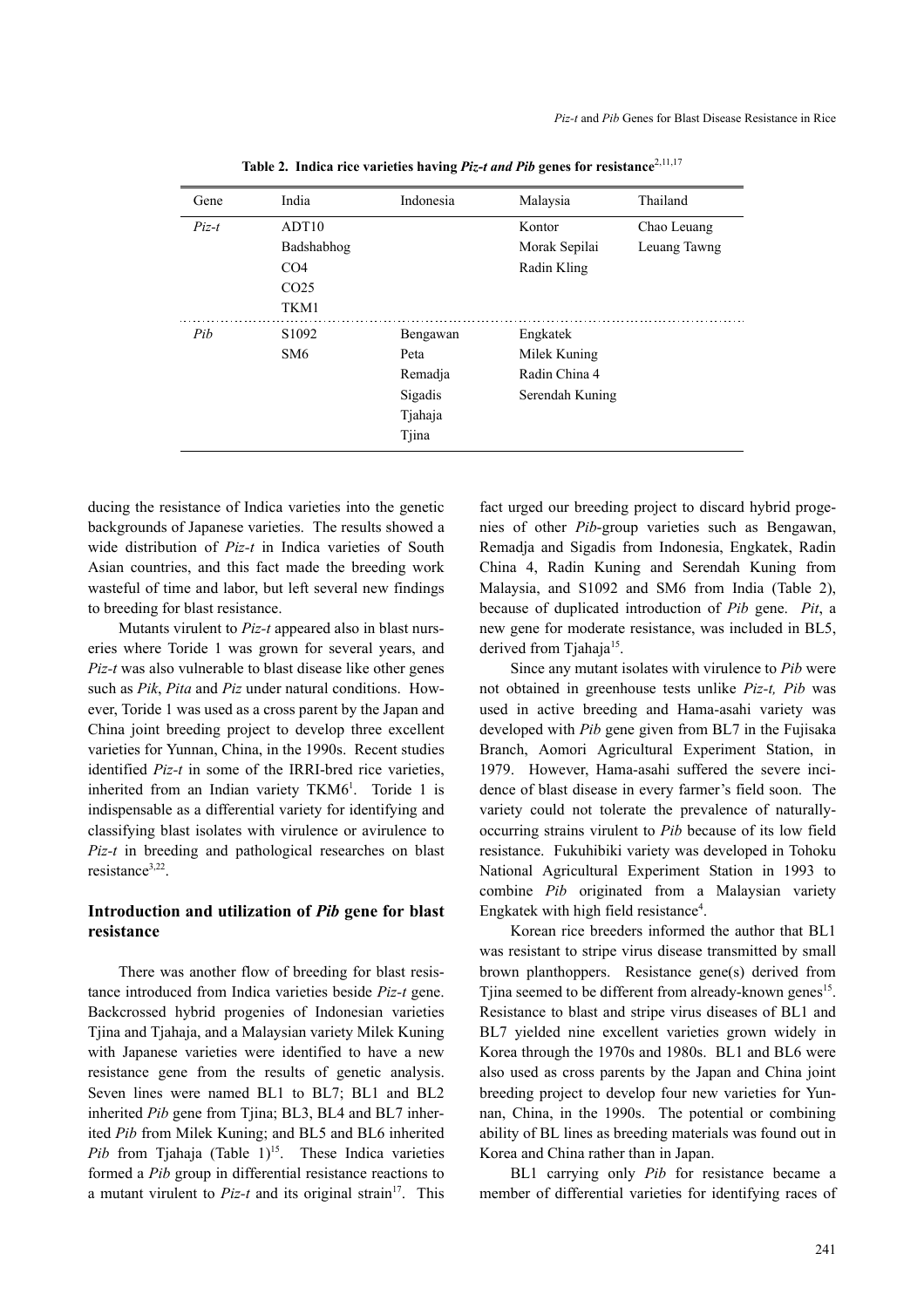**Table 2. Indica rice varieties having *Piz-t and Pib* genes for resistance**[2,11,17]

| Gene | India | Indonesia | Malaysia | Thailand |
|---|---|---|---|---|
| *Piz-t* | ADT10 | | Kontor | Chao Leuang |
| | Badshabhog | | Morak Sepilai | Leuang Tawng |
| | CO4 | | Radin Kling | |
| | CO25 | | | |
| | TKM1 | | | |
| *Pib* | S1092 | Bengawan | Engkatek | |
| | SM6 | Peta | Milek Kuning | |
| | | Remadja | Radin China 4 | |
| | | Sigadis | Serendah Kuning | |
| | | Tjahaja | | |
| | | Tjina | | |

ducing the resistance of Indica varieties into the genetic backgrounds of Japanese varieties. The results showed a wide distribution of *Piz-t* in Indica varieties of South Asian countries, and this fact made the breeding work wasteful of time and labor, but left several new findings to breeding for blast resistance.

Mutants virulent to *Piz-t* appeared also in blast nurseries where Toride 1 was grown for several years, and *Piz-t* was also vulnerable to blast disease like other genes such as *Pik*, *Pita* and *Piz* under natural conditions. However, Toride 1 was used as a cross parent by the Japan and China joint breeding project to develop three excellent varieties for Yunnan, China, in the 1990s. Recent studies identified *Piz-t* in some of the IRRI-bred rice varieties, inherited from an Indian variety TKM6[1]. Toride 1 is indispensable as a differential variety for identifying and classifying blast isolates with virulence or avirulence to *Piz-t* in breeding and pathological researches on blast resistance[3,22].

## Introduction and utilization of *Pib* gene for blast resistance

There was another flow of breeding for blast resistance introduced from Indica varieties beside *Piz-t* gene. Backcrossed hybrid progenies of Indonesian varieties Tjina and Tjahaja, and a Malaysian variety Milek Kuning with Japanese varieties were identified to have a new resistance gene from the results of genetic analysis. Seven lines were named BL1 to BL7; BL1 and BL2 inherited *Pib* gene from Tjina; BL3, BL4 and BL7 inherited *Pib* from Milek Kuning; and BL5 and BL6 inherited *Pib* from Tjahaja (Table 1)[15]. These Indica varieties formed a *Pib* group in differential resistance reactions to a mutant virulent to *Piz-t* and its original strain[17]. This fact urged our breeding project to discard hybrid progenies of other *Pib*-group varieties such as Bengawan, Remadja and Sigadis from Indonesia, Engkatek, Radin China 4, Radin Kuning and Serendah Kuning from Malaysia, and S1092 and SM6 from India (Table 2), because of duplicated introduction of *Pib* gene. *Pit*, a new gene for moderate resistance, was included in BL5, derived from Tjahaja[15].

Since any mutant isolates with virulence to *Pib* were not obtained in greenhouse tests unlike *Piz-t, Pib* was used in active breeding and Hama-asahi variety was developed with *Pib* gene given from BL7 in the Fujisaka Branch, Aomori Agricultural Experiment Station, in 1979. However, Hama-asahi suffered the severe incidence of blast disease in every farmer's field soon. The variety could not tolerate the prevalence of naturally-occurring strains virulent to *Pib* because of its low field resistance. Fukuhibiki variety was developed in Tohoku National Agricultural Experiment Station in 1993 to combine *Pib* originated from a Malaysian variety Engkatek with high field resistance[4].

Korean rice breeders informed the author that BL1 was resistant to stripe virus disease transmitted by small brown planthoppers. Resistance gene(s) derived from Tjina seemed to be different from already-known genes[15]. Resistance to blast and stripe virus diseases of BL1 and BL7 yielded nine excellent varieties grown widely in Korea through the 1970s and 1980s. BL1 and BL6 were also used as cross parents by the Japan and China joint breeding project to develop four new varieties for Yunnan, China, in the 1990s. The potential or combining ability of BL lines as breeding materials was found out in Korea and China rather than in Japan.

BL1 carrying only *Pib* for resistance became a member of differential varieties for identifying races of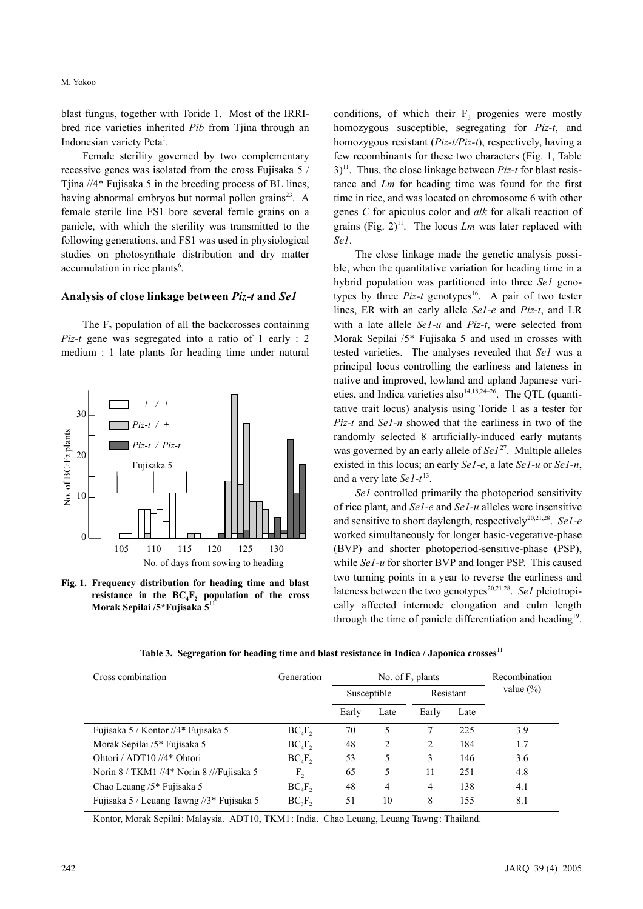blast fungus, together with Toride 1. Most of the IRRI-bred rice varieties inherited *Pib* from Tjina through an Indonesian variety Peta[1].

Female sterility governed by two complementary recessive genes was isolated from the cross Fujisaka 5 / Tjina //4* Fujisaka 5 in the breeding process of BL lines, having abnormal embryos but normal pollen grains[23]. A female sterile line FS1 bore several fertile grains on a panicle, with which the sterility was transmitted to the following generations, and FS1 was used in physiological studies on photosynthate distribution and dry matter accumulation in rice plants[6].

## Analysis of close linkage between *Piz-t* and *Se1*

The $F_2$ population of all the backcrosses containing *Piz-t* gene was segregated into a ratio of 1 early : 2 medium : 1 late plants for heading time under natural conditions, of which their $F_3$ progenies were mostly homozygous susceptible, segregating for *Piz-t*, and homozygous resistant (*Piz-t/Piz-t*), respectively, having a few recombinants for these two characters (Fig. 1, Table 3)[11]. Thus, the close linkage between *Piz-t* for blast resistance and *Lm* for heading time was found for the first time in rice, and was located on chromosome 6 with other genes *C* for apiculus color and *alk* for alkali reaction of grains (Fig. 2)[11]. The locus *Lm* was later replaced with *Se1*.

**Fig. 1. Frequency distribution for heading time and blast resistance in the $BC_4F_2$ population of the cross Morak Sepilai /5\*Fujisaka 5**[11]

The close linkage made the genetic analysis possible, when the quantitative variation for heading time in a hybrid population was partitioned into three *Se1* genotypes by three *Piz-t* genotypes[16]. A pair of two tester lines, ER with an early allele *Se1-e* and *Piz-t*, and LR with a late allele *Se1-u* and *Piz-t*, were selected from Morak Sepilai /5* Fujisaka 5 and used in crosses with tested varieties. The analyses revealed that *Se1* was a principal locus controlling the earliness and lateness in native and improved, lowland and upland Japanese varieties, and Indica varieties also[14,18,24–26]. The QTL (quantitative trait locus) analysis using Toride 1 as a tester for *Piz-t* and *Se1-n* showed that the earliness in two of the randomly selected 8 artificially-induced early mutants was governed by an early allele of *Se1*[27]. Multiple alleles existed in this locus; an early *Se1-e*, a late *Se1-u* or *Se1-n*, and a very late *Se1-t*[13].

*Se1* controlled primarily the photoperiod sensitivity of rice plant, and *Se1-e* and *Se1-u* alleles were insensitive and sensitive to short daylength, respectively[20,21,28]. *Se1-e* worked simultaneously for longer basic-vegetative-phase (BVP) and shorter photoperiod-sensitive-phase (PSP), while *Se1-u* for shorter BVP and longer PSP. This caused two turning points in a year to reverse the earliness and lateness between the two genotypes[20,21,28]. *Se1* pleiotropically affected internode elongation and culm length through the time of panicle differentiation and heading[19].

**Table 3. Segregation for heading time and blast resistance in Indica / Japonica crosses**[11]

| Cross combination | Generation | No. of $F_2$ plants | | | | Recombination value (%) |
|---|---|---|---|---|---|---|
| | | Susceptible | | Resistant | | |
| | | Early | Late | Early | Late | |
| Fujisaka 5 / Kontor //4* Fujisaka 5 | $BC_4F_2$ | 70 | 5 | 7 | 225 | 3.9 |
| Morak Sepilai /5* Fujisaka 5 | $BC_4F_2$ | 48 | 2 | 2 | 184 | 1.7 |
| Ohtori / ADT10 //4* Ohtori | $BC_4F_2$ | 53 | 5 | 3 | 146 | 3.6 |
| Norin 8 / TKM1 //4* Norin 8 ///Fujisaka 5 | $F_2$ | 65 | 5 | 11 | 251 | 4.8 |
| Chao Leuang /5* Fujisaka 5 | $BC_4F_2$ | 48 | 4 | 4 | 138 | 4.1 |
| Fujisaka 5 / Leuang Tawng //3* Fujisaka 5 | $BC_3F_2$ | 51 | 10 | 8 | 155 | 8.1 |

Kontor, Morak Sepilai: Malaysia. ADT10, TKM1: India. Chao Leuang, Leuang Tawng: Thailand.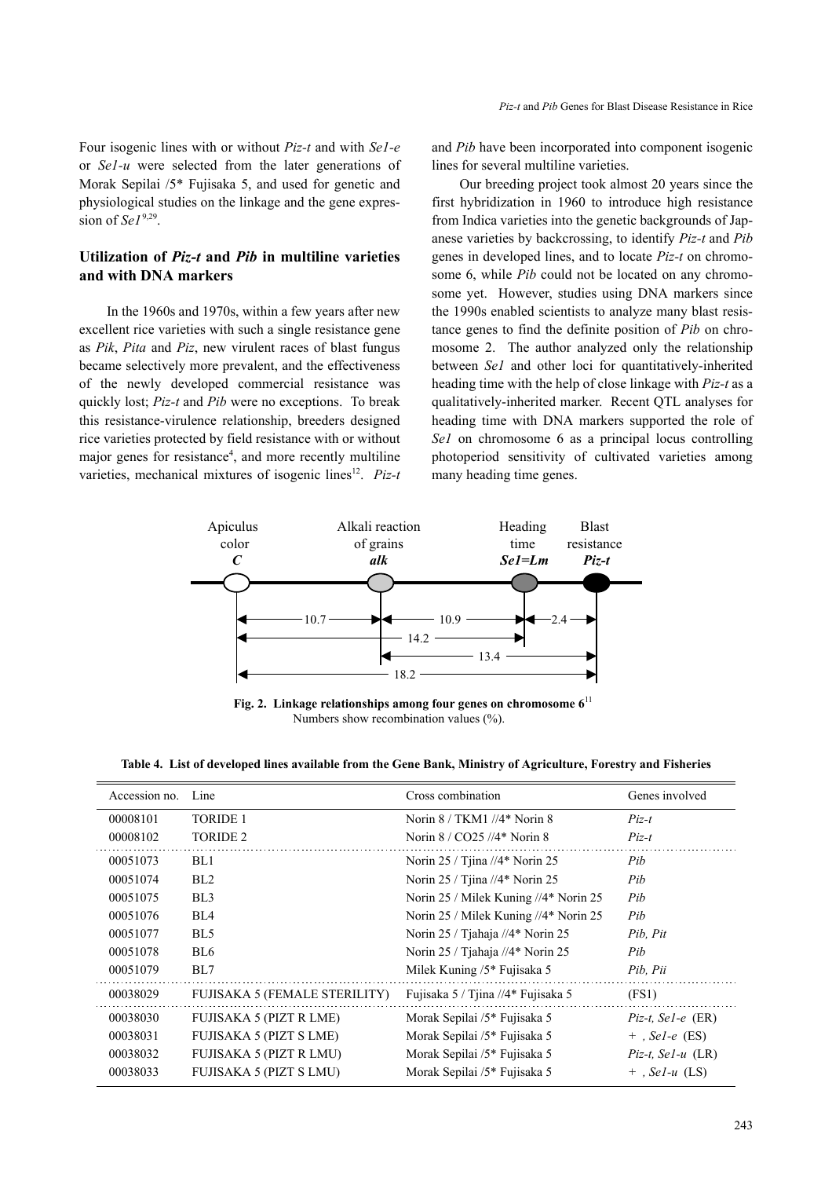Four isogenic lines with or without *Piz-t* and with *Se1-e* or *Se1-u* were selected from the later generations of Morak Sepilai /5* Fujisaka 5, and used for genetic and physiological studies on the linkage and the gene expression of *Se1*[9,29].

## Utilization of *Piz-t* and *Pib* in multiline varieties and with DNA markers

In the 1960s and 1970s, within a few years after new excellent rice varieties with such a single resistance gene as *Pik*, *Pita* and *Piz*, new virulent races of blast fungus became selectively more prevalent, and the effectiveness of the newly developed commercial resistance was quickly lost; *Piz-t* and *Pib* were no exceptions. To break this resistance-virulence relationship, breeders designed rice varieties protected by field resistance with or without major genes for resistance[4], and more recently multiline varieties, mechanical mixtures of isogenic lines[12]. *Piz-t* and *Pib* have been incorporated into component isogenic lines for several multiline varieties.

Our breeding project took almost 20 years since the first hybridization in 1960 to introduce high resistance from Indica varieties into the genetic backgrounds of Japanese varieties by backcrossing, to identify *Piz-t* and *Pib* genes in developed lines, and to locate *Piz-t* on chromosome 6, while *Pib* could not be located on any chromosome yet. However, studies using DNA markers since the 1990s enabled scientists to analyze many blast resistance genes to find the definite position of *Pib* on chromosome 2. The author analyzed only the relationship between *Se1* and other loci for quantitatively-inherited heading time with the help of close linkage with *Piz-t* as a qualitatively-inherited marker. Recent QTL analyses for heading time with DNA markers supported the role of *Se1* on chromosome 6 as a principal locus controlling photoperiod sensitivity of cultivated varieties among many heading time genes.

Apiculus color ***C*** — Alkali reaction of grains ***alk*** — Heading time ***Se1=Lm*** — Blast resistance ***Piz-t***

10.7 (C–alk), 10.9 (alk–Se1), 2.4 (Se1–Piz-t), 14.2 (C–Se1), 13.4 (alk–Piz-t), 18.2 (C–Piz-t)

**Fig. 2. Linkage relationships among four genes on chromosome 6**[11]
Numbers show recombination values (%).

**Table 4. List of developed lines available from the Gene Bank, Ministry of Agriculture, Forestry and Fisheries**

| Accession no. | Line | Cross combination | Genes involved |
|---|---|---|---|
| 00008101 | TORIDE 1 | Norin 8 / TKM1 //4* Norin 8 | *Piz-t* |
| 00008102 | TORIDE 2 | Norin 8 / CO25 //4* Norin 8 | *Piz-t* |
| 00051073 | BL1 | Norin 25 / Tjina //4* Norin 25 | *Pib* |
| 00051074 | BL2 | Norin 25 / Tjina //4* Norin 25 | *Pib* |
| 00051075 | BL3 | Norin 25 / Milek Kuning //4* Norin 25 | *Pib* |
| 00051076 | BL4 | Norin 25 / Milek Kuning //4* Norin 25 | *Pib* |
| 00051077 | BL5 | Norin 25 / Tjahaja //4* Norin 25 | *Pib, Pit* |
| 00051078 | BL6 | Norin 25 / Tjahaja //4* Norin 25 | *Pib* |
| 00051079 | BL7 | Milek Kuning /5* Fujisaka 5 | *Pib, Pii* |
| 00038029 | FUJISAKA 5 (FEMALE STERILITY) | Fujisaka 5 / Tjina //4* Fujisaka 5 | (FS1) |
| 00038030 | FUJISAKA 5 (PIZT R LME) | Morak Sepilai /5* Fujisaka 5 | *Piz-t, Se1-e* (ER) |
| 00038031 | FUJISAKA 5 (PIZT S LME) | Morak Sepilai /5* Fujisaka 5 | + , *Se1-e* (ES) |
| 00038032 | FUJISAKA 5 (PIZT R LMU) | Morak Sepilai /5* Fujisaka 5 | *Piz-t, Se1-u* (LR) |
| 00038033 | FUJISAKA 5 (PIZT S LMU) | Morak Sepilai /5* Fujisaka 5 | + , *Se1-u* (LS) |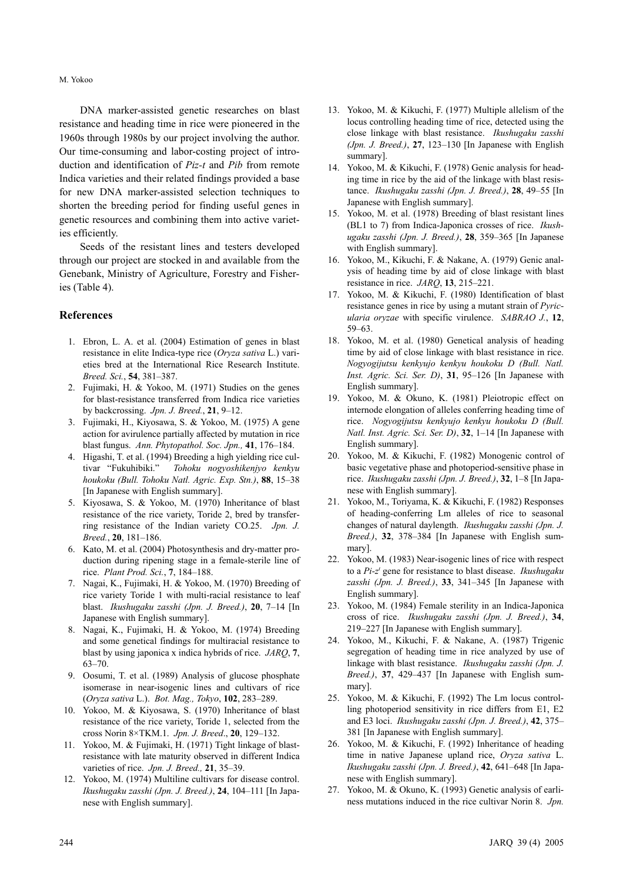DNA marker-assisted genetic researches on blast resistance and heading time in rice were pioneered in the 1960s through 1980s by our project involving the author. Our time-consuming and labor-costing project of introduction and identification of *Piz-t* and *Pib* from remote Indica varieties and their related findings provided a base for new DNA marker-assisted selection techniques to shorten the breeding period for finding useful genes in genetic resources and combining them into active varieties efficiently.

Seeds of the resistant lines and testers developed through our project are stocked in and available from the Genebank, Ministry of Agriculture, Forestry and Fisheries (Table 4).

## References

1. Ebron, L. A. et al. (2004) Estimation of genes in blast resistance in elite Indica-type rice (*Oryza sativa* L.) varieties bred at the International Rice Research Institute. *Breed. Sci.*, **54**, 381–387.
2. Fujimaki, H. & Yokoo, M. (1971) Studies on the genes for blast-resistance transferred from Indica rice varieties by backcrossing. *Jpn. J. Breed.*, **21**, 9–12.
3. Fujimaki, H., Kiyosawa, S. & Yokoo, M. (1975) A gene action for avirulence partially affected by mutation in rice blast fungus. *Ann. Phytopathol. Soc. Jpn.,* **41**, 176–184.
4. Higashi, T. et al. (1994) Breeding a high yielding rice cultivar "Fukuhibiki." *Tohoku nogyoshikenjyo kenkyu houkoku (Bull. Tohoku Natl. Agric. Exp. Stn.)*, **88**, 15–38 [In Japanese with English summary].
5. Kiyosawa, S. & Yokoo, M. (1970) Inheritance of blast resistance of the rice variety, Toride 2, bred by transferring resistance of the Indian variety CO.25. *Jpn. J. Breed.*, **20**, 181–186.
6. Kato, M. et al. (2004) Photosynthesis and dry-matter production during ripening stage in a female-sterile line of rice. *Plant Prod. Sci.*, **7**, 184–188.
7. Nagai, K., Fujimaki, H. & Yokoo, M. (1970) Breeding of rice variety Toride 1 with multi-racial resistance to leaf blast. *Ikushugaku zasshi (Jpn. J. Breed.)*, **20**, 7–14 [In Japanese with English summary].
8. Nagai, K., Fujimaki, H. & Yokoo, M. (1974) Breeding and some genetical findings for multiracial resistance to blast by using japonica x indica hybrids of rice. *JARQ*, **7**, 63–70.
9. Oosumi, T. et al. (1989) Analysis of glucose phosphate isomerase in near-isogenic lines and cultivars of rice (*Oryza sativa* L.). *Bot. Mag., Tokyo*, **102**, 283–289.
10. Yokoo, M. & Kiyosawa, S. (1970) Inheritance of blast resistance of the rice variety, Toride 1, selected from the cross Norin 8×TKM.1. *Jpn. J. Breed*., **20**, 129–132.
11. Yokoo, M. & Fujimaki, H. (1971) Tight linkage of blast-resistance with late maturity observed in different Indica varieties of rice. *Jpn. J. Breed.,* **21**, 35–39.
12. Yokoo, M. (1974) Multiline cultivars for disease control. *Ikushugaku zasshi (Jpn. J. Breed.)*, **24**, 104–111 [In Japanese with English summary].
13. Yokoo, M. & Kikuchi, F. (1977) Multiple allelism of the locus controlling heading time of rice, detected using the close linkage with blast resistance. *Ikushugaku zasshi (Jpn. J. Breed.)*, **27**, 123–130 [In Japanese with English summary].
14. Yokoo, M. & Kikuchi, F. (1978) Genic analysis for heading time in rice by the aid of the linkage with blast resistance. *Ikushugaku zasshi (Jpn. J. Breed.)*, **28**, 49–55 [In Japanese with English summary].
15. Yokoo, M. et al. (1978) Breeding of blast resistant lines (BL1 to 7) from Indica-Japonica crosses of rice. *Ikushugaku zasshi (Jpn. J. Breed.)*, **28**, 359–365 [In Japanese with English summary].
16. Yokoo, M., Kikuchi, F. & Nakane, A. (1979) Genic analysis of heading time by aid of close linkage with blast resistance in rice. *JARQ*, **13**, 215–221.
17. Yokoo, M. & Kikuchi, F. (1980) Identification of blast resistance genes in rice by using a mutant strain of *Pyricularia oryzae* with specific virulence. *SABRAO J.*, **12**, 59–63.
18. Yokoo, M. et al. (1980) Genetical analysis of heading time by aid of close linkage with blast resistance in rice. *Nogyogijutsu kenkyujo kenkyu houkoku D (Bull. Natl. Inst. Agric. Sci. Ser. D)*, **31**, 95–126 [In Japanese with English summary].
19. Yokoo, M. & Okuno, K. (1981) Pleiotropic effect on internode elongation of alleles conferring heading time of rice. *Nogyogijutsu kenkyujo kenkyu houkoku D (Bull. Natl. Inst. Agric. Sci. Ser. D)*, **32**, 1–14 [In Japanese with English summary].
20. Yokoo, M. & Kikuchi, F. (1982) Monogenic control of basic vegetative phase and photoperiod-sensitive phase in rice. *Ikushugaku zasshi (Jpn. J. Breed.)*, **32**, 1–8 [In Japanese with English summary].
21. Yokoo, M., Toriyama, K. & Kikuchi, F. (1982) Responses of heading-conferring Lm alleles of rice to seasonal changes of natural daylength. *Ikushugaku zasshi (Jpn. J. Breed.)*, **32**, 378–384 [In Japanese with English summary].
22. Yokoo, M. (1983) Near-isogenic lines of rice with respect to a *Pi-z*$^{t}$ gene for resistance to blast disease. *Ikushugaku zasshi (Jpn. J. Breed.)*, **33**, 341–345 [In Japanese with English summary].
23. Yokoo, M. (1984) Female sterility in an Indica-Japonica cross of rice. *Ikushugaku zasshi (Jpn. J. Breed.)*, **34**, 219–227 [In Japanese with English summary].
24. Yokoo, M., Kikuchi, F. & Nakane, A. (1987) Trigenic segregation of heading time in rice analyzed by use of linkage with blast resistance. *Ikushugaku zasshi (Jpn. J. Breed.)*, **37**, 429–437 [In Japanese with English summary].
25. Yokoo, M. & Kikuchi, F. (1992) The Lm locus controlling photoperiod sensitivity in rice differs from E1, E2 and E3 loci. *Ikushugaku zasshi (Jpn. J. Breed.)*, **42**, 375–381 [In Japanese with English summary].
26. Yokoo, M. & Kikuchi, F. (1992) Inheritance of heading time in native Japanese upland rice, *Oryza sativa* L. *Ikushugaku zasshi (Jpn. J. Breed.)*, **42**, 641–648 [In Japanese with English summary].
27. Yokoo, M. & Okuno, K. (1993) Genetic analysis of earliness mutations induced in the rice cultivar Norin 8. *Jpn.*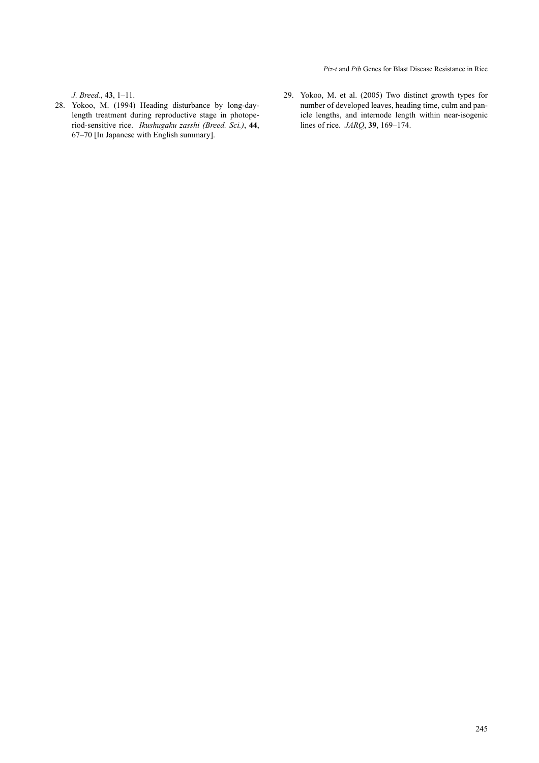*J. Breed.*, **43**, 1–11.

28. Yokoo, M. (1994) Heading disturbance by long-day-length treatment during reproductive stage in photoperiod-sensitive rice. *Ikushugaku zasshi (Breed. Sci.)*, **44**, 67–70 [In Japanese with English summary].
29. Yokoo, M. et al. (2005) Two distinct growth types for number of developed leaves, heading time, culm and panicle lengths, and internode length within near-isogenic lines of rice. *JARQ*, **39**, 169–174.